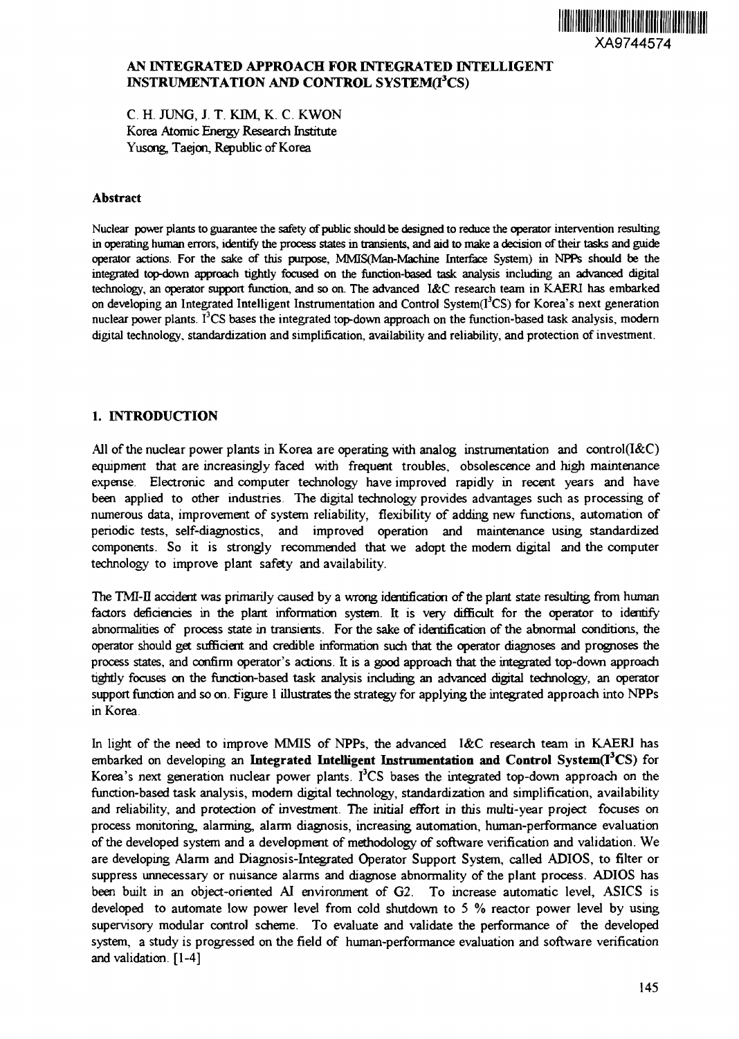# AN INTEGRATED APPROACH FOR INTEGRATED INTELLIGENT INSTRUMENTATION AND CONTROL SYSTEM($I^3CS$)

C. H. JUNG, J. T. KIM, K. C. KWON
Korea Atomic Energy Research Institute
Yusong, Taejon, Republic of Korea

### Abstract

Nuclear power plants to guarantee the safety of public should be designed to reduce the operator intervention resulting in operating human errors, identify the process states in transients, and aid to make a decision of their tasks and guide operator actions. For the sake of this purpose, MMIS(Man-Machine Interface System) in NPPs should be the integrated top-down approach tightly focused on the function-based task analysis including an advanced digital technology, an operator support function, and so on. The advanced I&C research team in KAERI has embarked on developing an Integrated Intelligent Instrumentation and Control System($I^3CS$) for Korea's next generation nuclear power plants. $I^3CS$ bases the integrated top-down approach on the function-based task analysis, modern digital technology, standardization and simplification, availability and reliability, and protection of investment.

## 1. INTRODUCTION

All of the nuclear power plants in Korea are operating with analog instrumentation and control(I&C) equipment that are increasingly faced with frequent troubles, obsolescence and high maintenance expense. Electronic and computer technology have improved rapidly in recent years and have been applied to other industries. The digital technology provides advantages such as processing of numerous data, improvement of system reliability, flexibility of adding new functions, automation of periodic tests, self-diagnostics, and improved operation and maintenance using standardized components. So it is strongly recommended that we adopt the modern digital and the computer technology to improve plant safety and availability.

The TMI-II accident was primarily caused by a wrong identification of the plant state resulting from human factors deficiencies in the plant information system. It is very difficult for the operator to identify abnormalities of process state in transients. For the sake of identification of the abnormal conditions, the operator should get sufficient and credible information such that the operator diagnoses and prognoses the process states, and confirm operator's actions. It is a good approach that the integrated top-down approach tightly focuses on the function-based task analysis including an advanced digital technology, an operator support function and so on. Figure 1 illustrates the strategy for applying the integrated approach into NPPs in Korea.

In light of the need to improve MMIS of NPPs, the advanced I&C research team in KAERI has embarked on developing an **Integrated Intelligent Instrumentation and Control System($I^3CS$)** for Korea's next generation nuclear power plants. $I^3CS$ bases the integrated top-down approach on the function-based task analysis, modern digital technology, standardization and simplification, availability and reliability, and protection of investment. The initial effort in this multi-year project focuses on process monitoring, alarming, alarm diagnosis, increasing automation, human-performance evaluation of the developed system and a development of methodology of software verification and validation. We are developing Alarm and Diagnosis-Integrated Operator Support System, called ADIOS, to filter or suppress unnecessary or nuisance alarms and diagnose abnormality of the plant process. ADIOS has been built in an object-oriented AI environment of G2. To increase automatic level, ASICS is developed to automate low power level from cold shutdown to 5 % reactor power level by using supervisory modular control scheme. To evaluate and validate the performance of the developed system, a study is progressed on the field of human-performance evaluation and software verification and validation. [1-4]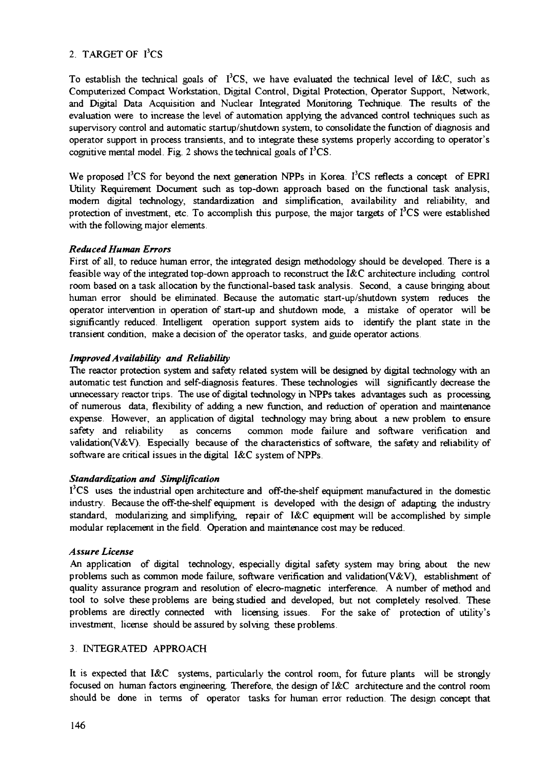## 2. TARGET OF $I^3CS$

To establish the technical goals of $I^3CS$, we have evaluated the technical level of I&C, such as Computerized Compact Workstation, Digital Control, Digital Protection, Operator Support, Network, and Digital Data Acquisition and Nuclear Integrated Monitoring Technique. The results of the evaluation were to increase the level of automation applying the advanced control techniques such as supervisory control and automatic startup/shutdown system, to consolidate the function of diagnosis and operator support in process transients, and to integrate these systems properly according to operator's cognitive mental model. Fig. 2 shows the technical goals of $I^3CS$.

We proposed $I^3CS$ for beyond the next generation NPPs in Korea. $I^3CS$ reflects a concept of EPRI Utility Requirement Document such as top-down approach based on the functional task analysis, modern digital technology, standardization and simplification, availability and reliability, and protection of investment, etc. To accomplish this purpose, the major targets of $I^3CS$ were established with the following major elements.

### *Reduced Human Errors*

First of all, to reduce human error, the integrated design methodology should be developed. There is a feasible way of the integrated top-down approach to reconstruct the I&C architecture including control room based on a task allocation by the functional-based task analysis. Second, a cause bringing about human error should be eliminated. Because the automatic start-up/shutdown system reduces the operator intervention in operation of start-up and shutdown mode, a mistake of operator will be significantly reduced. Intelligent operation support system aids to identify the plant state in the transient condition, make a decision of the operator tasks, and guide operator actions.

### *Improved Availability and Reliability*

The reactor protection system and safety related system will be designed by digital technology with an automatic test function and self-diagnosis features. These technologies will significantly decrease the unnecessary reactor trips. The use of digital technology in NPPs takes advantages such as processing of numerous data, flexibility of adding a new function, and reduction of operation and maintenance expense. However, an application of digital technology may bring about a new problem to ensure safety and reliability as concerns common mode failure and software verification and validation(V&V). Especially because of the characteristics of software, the safety and reliability of software are critical issues in the digital I&C system of NPPs.

### *Standardization and Simplification*

$I^3CS$ uses the industrial open architecture and off-the-shelf equipment manufactured in the domestic industry. Because the off-the-shelf equipment is developed with the design of adapting the industry standard, modularizing and simplifying, repair of I&C equipment will be accomplished by simple modular replacement in the field. Operation and maintenance cost may be reduced.

### *Assure License*

An application of digital technology, especially digital safety system may bring about the new problems such as common mode failure, software verification and validation(V&V), establishment of quality assurance program and resolution of elecro-magnetic interference. A number of method and tool to solve these problems are being studied and developed, but not completely resolved. These problems are directly connected with licensing issues. For the sake of protection of utility's investment, license should be assured by solving these problems.

## 3. INTEGRATED APPROACH

It is expected that I&C systems, particularly the control room, for future plants will be strongly focused on human factors engineering. Therefore, the design of I&C architecture and the control room should be done in terms of operator tasks for human error reduction. The design concept that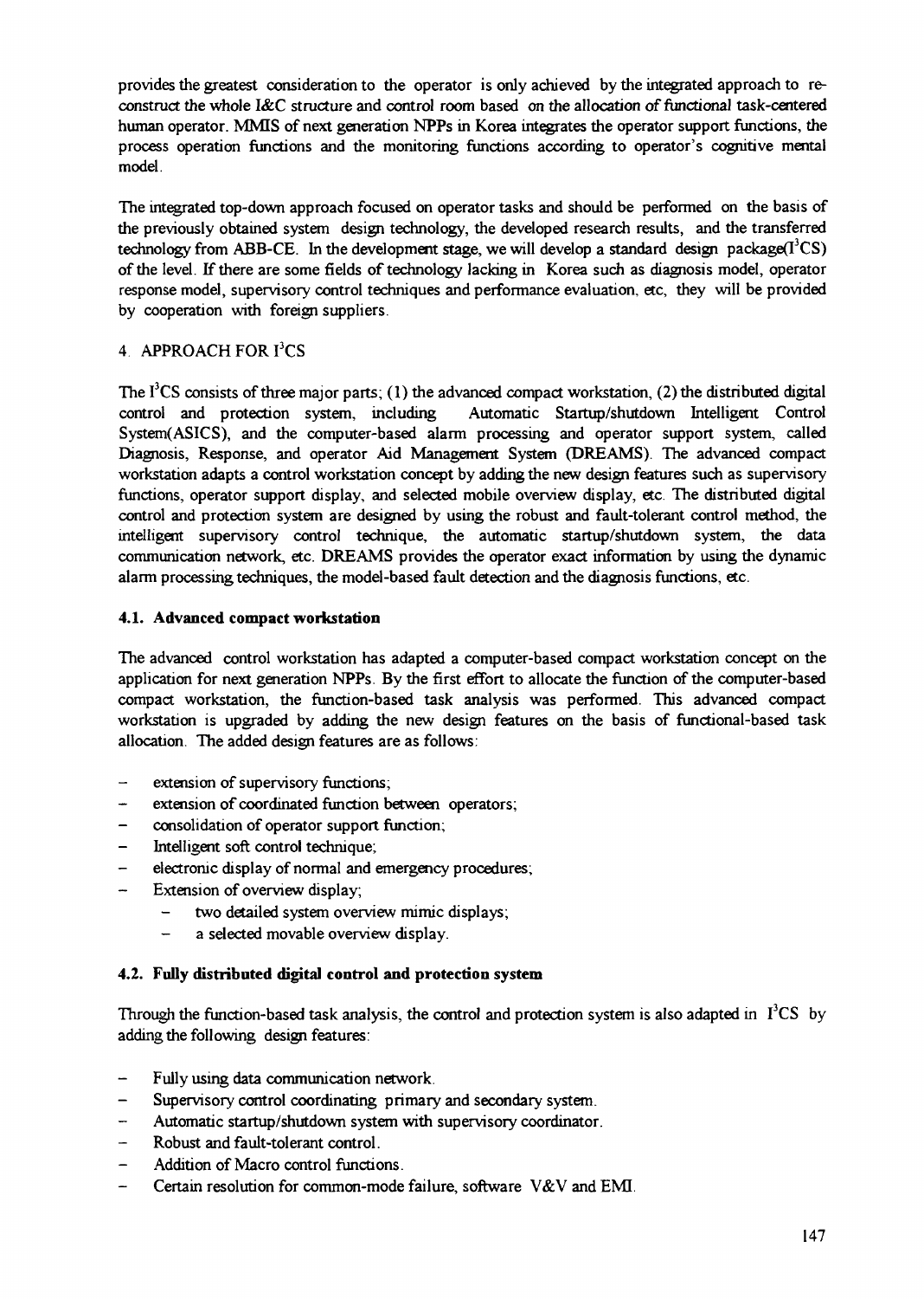provides the greatest consideration to the operator is only achieved by the integrated approach to reconstruct the whole I&C structure and control room based on the allocation of functional task-centered human operator. MMIS of next generation NPPs in Korea integrates the operator support functions, the process operation functions and the monitoring functions according to operator's cognitive mental model.

The integrated top-down approach focused on operator tasks and should be performed on the basis of the previously obtained system design technology, the developed research results, and the transferred technology from ABB-CE. In the development stage, we will develop a standard design package($I^3CS$) of the level. If there are some fields of technology lacking in Korea such as diagnosis model, operator response model, supervisory control techniques and performance evaluation, etc, they will be provided by cooperation with foreign suppliers.

## 4. APPROACH FOR $I^3CS$

The $I^3CS$ consists of three major parts; (1) the advanced compact workstation, (2) the distributed digital control and protection system, including Automatic Startup/shutdown Intelligent Control System(ASICS), and the computer-based alarm processing and operator support system, called Diagnosis, Response, and operator Aid Management System (DREAMS). The advanced compact workstation adapts a control workstation concept by adding the new design features such as supervisory functions, operator support display, and selected mobile overview display, etc. The distributed digital control and protection system are designed by using the robust and fault-tolerant control method, the intelligent supervisory control technique, the automatic startup/shutdown system, the data communication network, etc. DREAMS provides the operator exact information by using the dynamic alarm processing techniques, the model-based fault detection and the diagnosis functions, etc.

### 4.1. Advanced compact workstation

The advanced control workstation has adapted a computer-based compact workstation concept on the application for next generation NPPs. By the first effort to allocate the function of the computer-based compact workstation, the function-based task analysis was performed. This advanced compact workstation is upgraded by adding the new design features on the basis of functional-based task allocation. The added design features are as follows:

- extension of supervisory functions;
- extension of coordinated function between operators;
- consolidation of operator support function;
- Intelligent soft control technique;
- electronic display of normal and emergency procedures;
- Extension of overview display;
  - two detailed system overview mimic displays;
  - a selected movable overview display.

### 4.2. Fully distributed digital control and protection system

Through the function-based task analysis, the control and protection system is also adapted in $I^3CS$ by adding the following design features:

- Fully using data communication network.
- Supervisory control coordinating primary and secondary system.
- Automatic startup/shutdown system with supervisory coordinator.
- Robust and fault-tolerant control.
- Addition of Macro control functions.
- Certain resolution for common-mode failure, software V&V and EMI.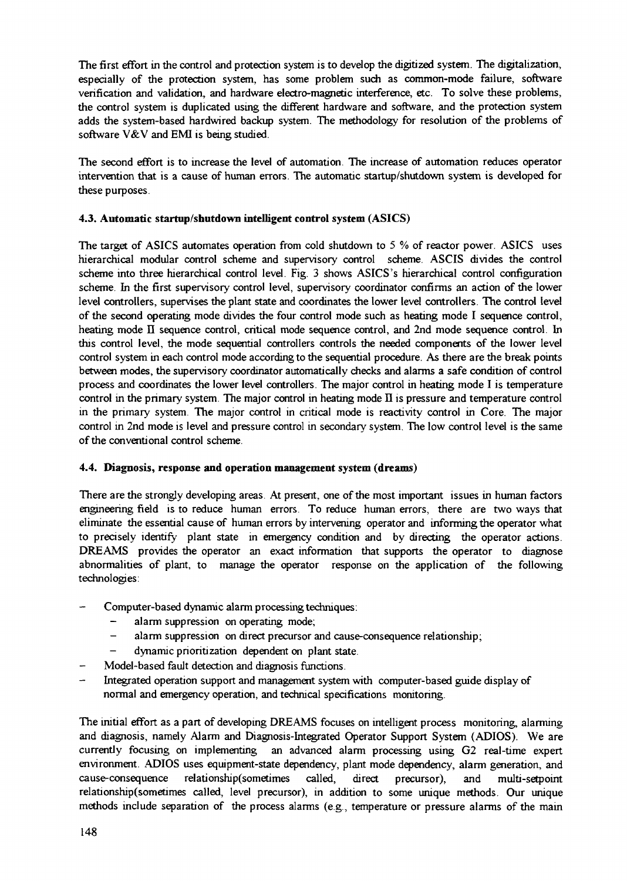The first effort in the control and protection system is to develop the digitized system. The digitalization, especially of the protection system, has some problem such as common-mode failure, software verification and validation, and hardware electro-magnetic interference, etc. To solve these problems, the control system is duplicated using the different hardware and software, and the protection system adds the system-based hardwired backup system. The methodology for resolution of the problems of software V&V and EMI is being studied.

The second effort is to increase the level of automation. The increase of automation reduces operator intervention that is a cause of human errors. The automatic startup/shutdown system is developed for these purposes.

### 4.3. Automatic startup/shutdown intelligent control system (ASICS)

The target of ASICS automates operation from cold shutdown to 5 % of reactor power. ASICS uses hierarchical modular control scheme and supervisory control scheme. ASCIS divides the control scheme into three hierarchical control level. Fig. 3 shows ASICS's hierarchical control configuration scheme. In the first supervisory control level, supervisory coordinator confirms an action of the lower level controllers, supervises the plant state and coordinates the lower level controllers. The control level of the second operating mode divides the four control mode such as heating mode I sequence control, heating mode II sequence control, critical mode sequence control, and 2nd mode sequence control. In this control level, the mode sequential controllers controls the needed components of the lower level control system in each control mode according to the sequential procedure. As there are the break points between modes, the supervisory coordinator automatically checks and alarms a safe condition of control process and coordinates the lower level controllers. The major control in heating mode I is temperature control in the primary system. The major control in heating mode II is pressure and temperature control in the primary system. The major control in critical mode is reactivity control in Core. The major control in 2nd mode is level and pressure control in secondary system. The low control level is the same of the conventional control scheme.

### 4.4. Diagnosis, response and operation management system (dreams)

There are the strongly developing areas. At present, one of the most important issues in human factors engineering field is to reduce human errors. To reduce human errors, there are two ways that eliminate the essential cause of human errors by intervening operator and informing the operator what to precisely identify plant state in emergency condition and by directing the operator actions. DREAMS provides the operator an exact information that supports the operator to diagnose abnormalities of plant, to manage the operator response on the application of the following technologies:

- Computer-based dynamic alarm processing techniques:
  - alarm suppression on operating mode;
  - alarm suppression on direct precursor and cause-consequence relationship;
  - dynamic prioritization dependent on plant state.
- Model-based fault detection and diagnosis functions.
- Integrated operation support and management system with computer-based guide display of normal and emergency operation, and technical specifications monitoring.

The initial effort as a part of developing DREAMS focuses on intelligent process monitoring, alarming and diagnosis, namely Alarm and Diagnosis-Integrated Operator Support System (ADIOS). We are currently focusing on implementing an advanced alarm processing using G2 real-time expert environment. ADIOS uses equipment-state dependency, plant mode dependency, alarm generation, and cause-consequence relationship(sometimes called, direct precursor), and multi-setpoint relationship(sometimes called, level precursor), in addition to some unique methods. Our unique methods include separation of the process alarms (e.g., temperature or pressure alarms of the main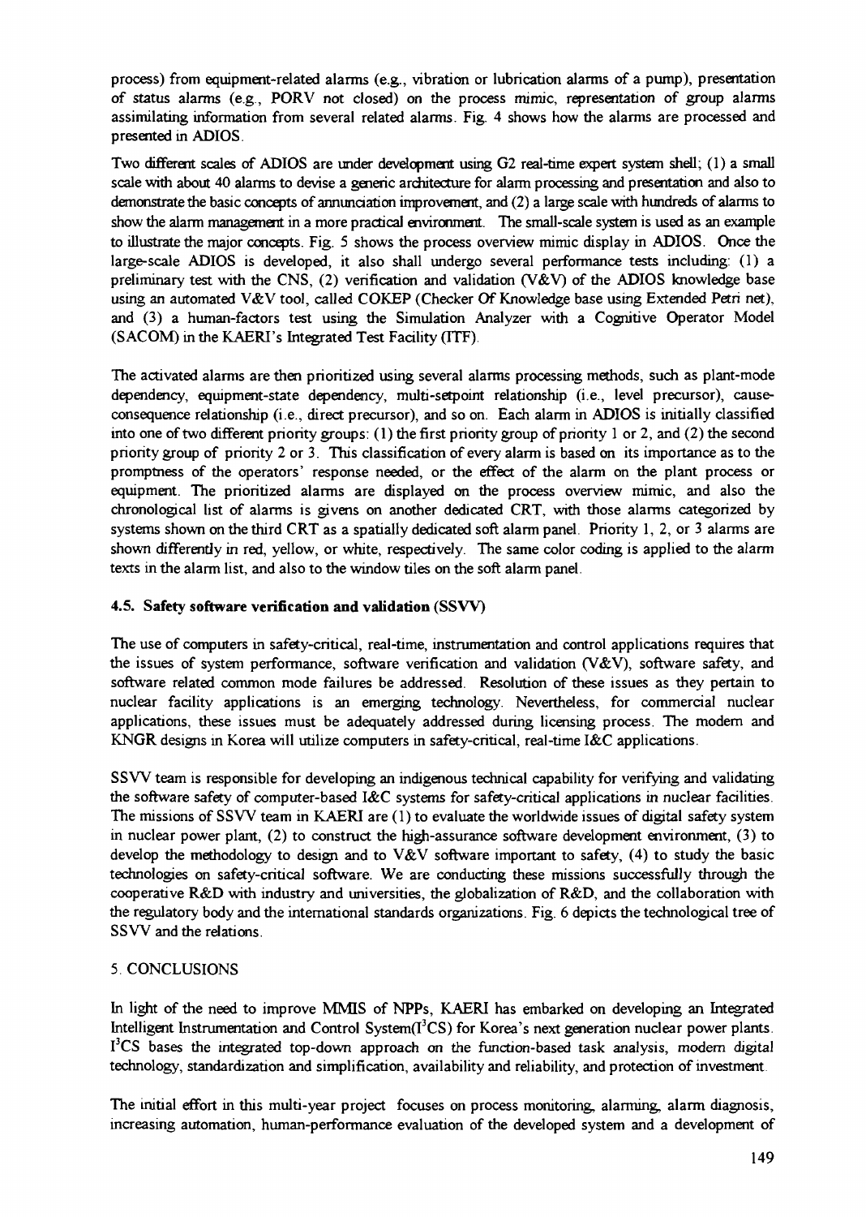process) from equipment-related alarms (e.g., vibration or lubrication alarms of a pump), presentation of status alarms (e.g., PORV not closed) on the process mimic, representation of group alarms assimilating information from several related alarms. Fig. 4 shows how the alarms are processed and presented in ADIOS.

Two different scales of ADIOS are under development using G2 real-time expert system shell; (1) a small scale with about 40 alarms to devise a generic architecture for alarm processing and presentation and also to demonstrate the basic concepts of annunciation improvement, and (2) a large scale with hundreds of alarms to show the alarm management in a more practical environment. The small-scale system is used as an example to illustrate the major concepts. Fig. 5 shows the process overview mimic display in ADIOS. Once the large-scale ADIOS is developed, it also shall undergo several performance tests including: (1) a preliminary test with the CNS, (2) verification and validation (V&V) of the ADIOS knowledge base using an automated V&V tool, called COKEP (Checker Of Knowledge base using Extended Petri net), and (3) a human-factors test using the Simulation Analyzer with a Cognitive Operator Model (SACOM) in the KAERI's Integrated Test Facility (ITF).

The activated alarms are then prioritized using several alarms processing methods, such as plant-mode dependency, equipment-state dependency, multi-setpoint relationship (i.e., level precursor), cause-consequence relationship (i.e., direct precursor), and so on. Each alarm in ADIOS is initially classified into one of two different priority groups: (1) the first priority group of priority 1 or 2, and (2) the second priority group of priority 2 or 3. This classification of every alarm is based on its importance as to the promptness of the operators' response needed, or the effect of the alarm on the plant process or equipment. The prioritized alarms are displayed on the process overview mimic, and also the chronological list of alarms is givens on another dedicated CRT, with those alarms categorized by systems shown on the third CRT as a spatially dedicated soft alarm panel. Priority 1, 2, or 3 alarms are shown differently in red, yellow, or white, respectively. The same color coding is applied to the alarm texts in the alarm list, and also to the window tiles on the soft alarm panel.

### 4.5. Safety software verification and validation (SSVV)

The use of computers in safety-critical, real-time, instrumentation and control applications requires that the issues of system performance, software verification and validation (V&V), software safety, and software related common mode failures be addressed. Resolution of these issues as they pertain to nuclear facility applications is an emerging technology. Nevertheless, for commercial nuclear applications, these issues must be adequately addressed during licensing process. The modern and KNGR designs in Korea will utilize computers in safety-critical, real-time I&C applications.

SSVV team is responsible for developing an indigenous technical capability for verifying and validating the software safety of computer-based I&C systems for safety-critical applications in nuclear facilities. The missions of SSVV team in KAERI are (1) to evaluate the worldwide issues of digital safety system in nuclear power plant, (2) to construct the high-assurance software development environment, (3) to develop the methodology to design and to V&V software important to safety, (4) to study the basic technologies on safety-critical software. We are conducting these missions successfully through the cooperative R&D with industry and universities, the globalization of R&D, and the collaboration with the regulatory body and the international standards organizations. Fig. 6 depicts the technological tree of SSVV and the relations.

## 5. CONCLUSIONS

In light of the need to improve MMIS of NPPs, KAERI has embarked on developing an Integrated Intelligent Instrumentation and Control System($I^3CS$) for Korea's next generation nuclear power plants. $I^3CS$ bases the integrated top-down approach on the function-based task analysis, modern digital technology, standardization and simplification, availability and reliability, and protection of investment.

The initial effort in this multi-year project focuses on process monitoring, alarming, alarm diagnosis, increasing automation, human-performance evaluation of the developed system and a development of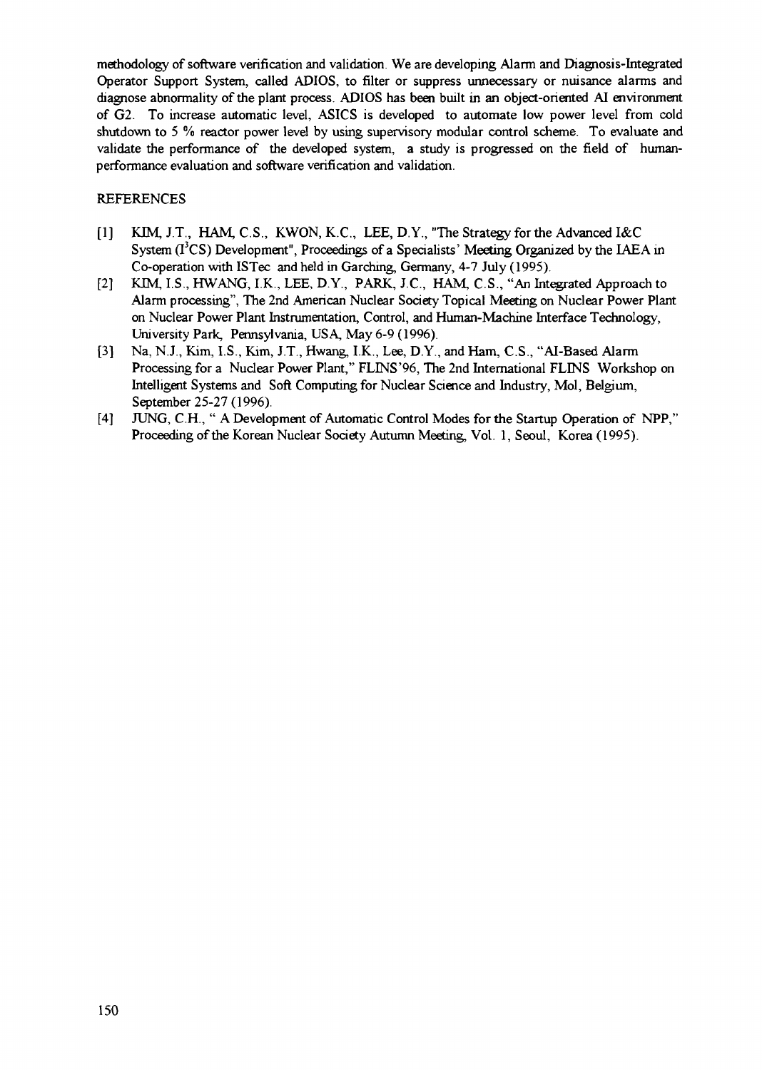methodology of software verification and validation. We are developing Alarm and Diagnosis-Integrated Operator Support System, called ADIOS, to filter or suppress unnecessary or nuisance alarms and diagnose abnormality of the plant process. ADIOS has been built in an object-oriented AI environment of G2. To increase automatic level, ASICS is developed to automate low power level from cold shutdown to 5 % reactor power level by using supervisory modular control scheme. To evaluate and validate the performance of the developed system, a study is progressed on the field of human-performance evaluation and software verification and validation.

## REFERENCES

[1] KIM, J.T., HAM, C.S., KWON, K.C., LEE, D.Y., "The Strategy for the Advanced I&C System ($I^3CS$) Development", Proceedings of a Specialists' Meeting Organized by the IAEA in Co-operation with ISTec and held in Garching, Germany, 4-7 July (1995).

[2] KIM, I.S., HWANG, I.K., LEE, D.Y., PARK, J.C., HAM, C.S., "An Integrated Approach to Alarm processing", The 2nd American Nuclear Society Topical Meeting on Nuclear Power Plant on Nuclear Power Plant Instrumentation, Control, and Human-Machine Interface Technology, University Park, Pennsylvania, USA, May 6-9 (1996).

[3] Na, N.J., Kim, I.S., Kim, J.T., Hwang, I.K., Lee, D.Y., and Ham, C.S., "AI-Based Alarm Processing for a Nuclear Power Plant," FLINS'96, The 2nd International FLINS Workshop on Intelligent Systems and Soft Computing for Nuclear Science and Industry, Mol, Belgium, September 25-27 (1996).

[4] JUNG, C.H., " A Development of Automatic Control Modes for the Startup Operation of NPP," Proceeding of the Korean Nuclear Society Autumn Meeting, Vol. 1, Seoul, Korea (1995).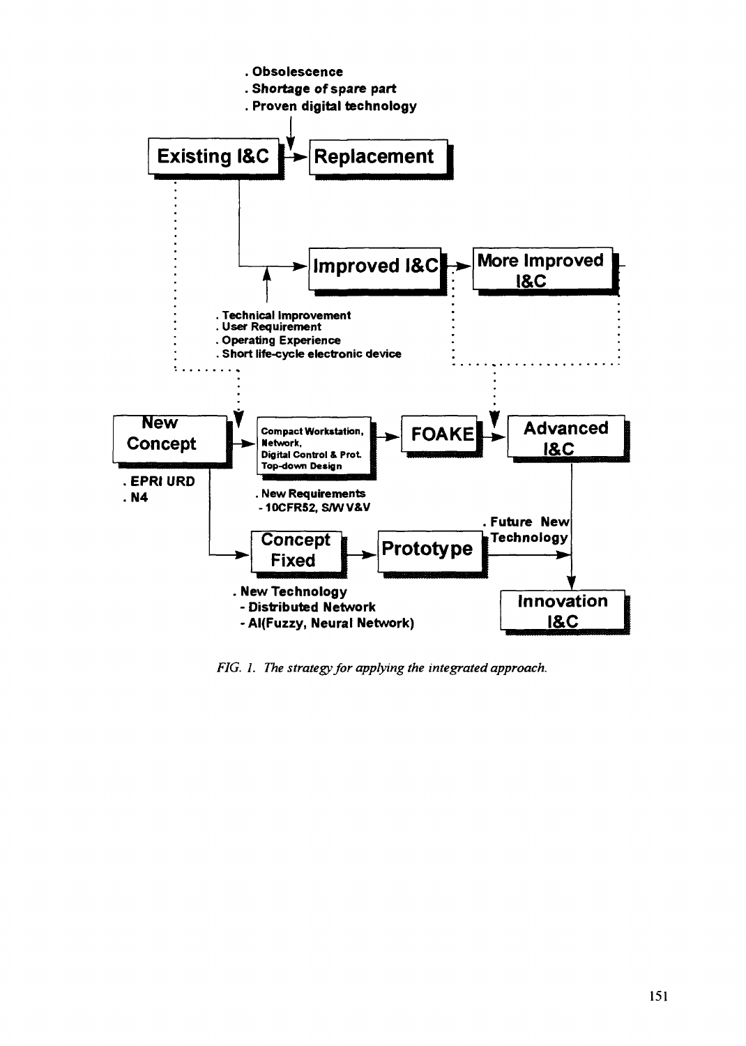. Obsolescence
. Shortage of spare part
. Proven digital technology

Existing I&C

Replacement

Improved I&C

More Improved I&C

. Technical Improvement
. User Requirement
. Operating Experience
. Short life-cycle electronic device

New Concept

. EPRI URD
. N4

Compact Workstation,
Network,
Digital Control & Prot.
Top-down Design

. New Requirements
- 10CFR52, S/W V&V

FOAKE

Advanced I&C

. Future New Technology

Concept Fixed

Prototype

. New Technology
- Distributed Network
- AI(Fuzzy, Neural Network)

Innovation I&C

*FIG. 1. The strategy for applying the integrated approach.*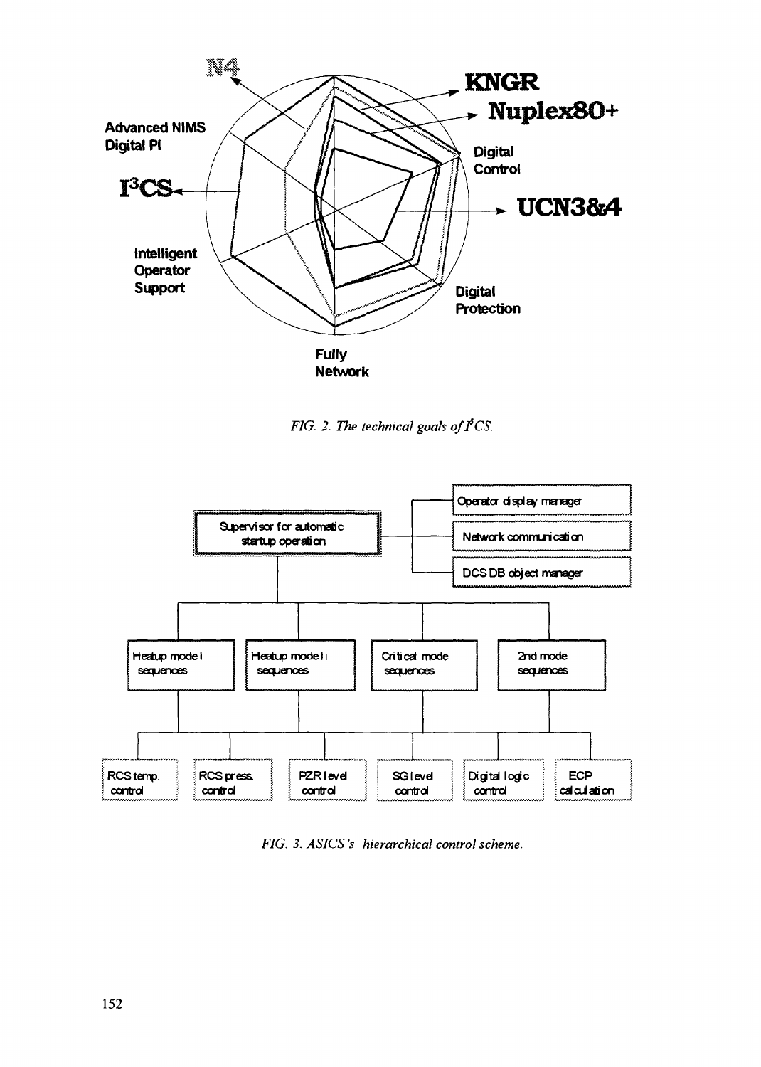N4

KNGR

Nuplex80+

Advanced NIMS
Digital PI

Digital
Control

$I^3CS$

UCN3&4

Intelligent
Operator
Support

Digital
Protection

Fully
Network

*FIG. 2. The technical goals of $I^3CS$.*

Supervisor for automatic startup operation

Operator display manager

Network communication

DCS DB object manager

Heatup mode I sequences

Heatup mode II sequences

Critical mode sequences

2nd mode sequences

RCS temp. control

RCS press. control

PZR level control

SG level control

Digital logic control

ECP calculation

*FIG. 3. ASICS's hierarchical control scheme.*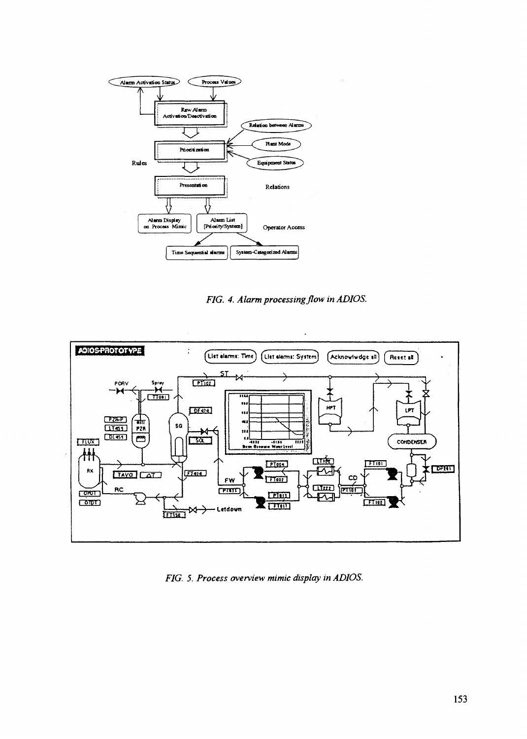Alarm Activation Status

Process Values

Raw Alarm Activation/Deactivation

Relation between Alarms

Plant Mode

Prioritization

Rules

Equipment Status

Presentation

Relations

Alarm Display on Process Mimic

Alarm List [Priority/System]

Operator Access

Time Sequential alarms

System-Categorized Alarms

*FIG. 4. Alarm processing flow in ADIOS.*

ADIOS-PROTOTYPE

List alarms: Time

List alarms: System

Acknowledge all

Reset all

*FIG. 5. Process overview mimic display in ADIOS.*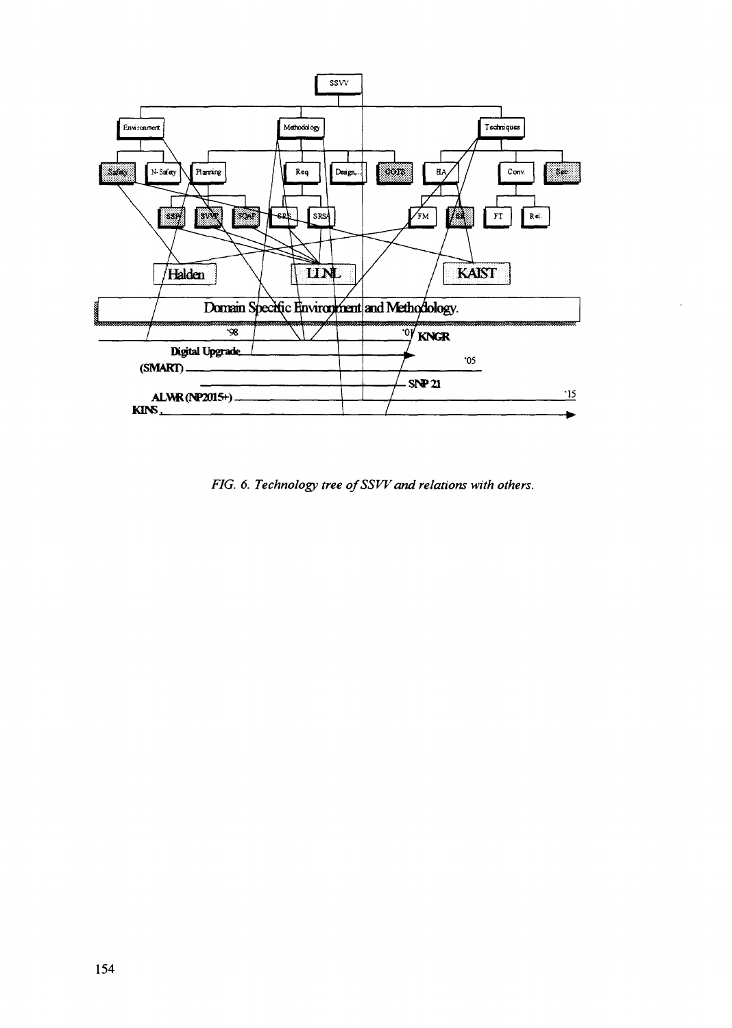SSVV

Environment

Methodology

Techniques

Safety

N-Safety

Planning

Req.

Design...

COTS

HA

Conv.

Sec.

SSP

SVVP

SQAP

SRS

SRSA

FM

SA

FT

Rel.

Halden

LLNL

KAIST

Domain Specific Environment and Methodology.

'98

'01

KNGR

Digital Upgrade

'05

(SMART)

SNP 21

ALWR (NP2015+)

'15

KINS

*FIG. 6. Technology tree of SSVV and relations with others.*